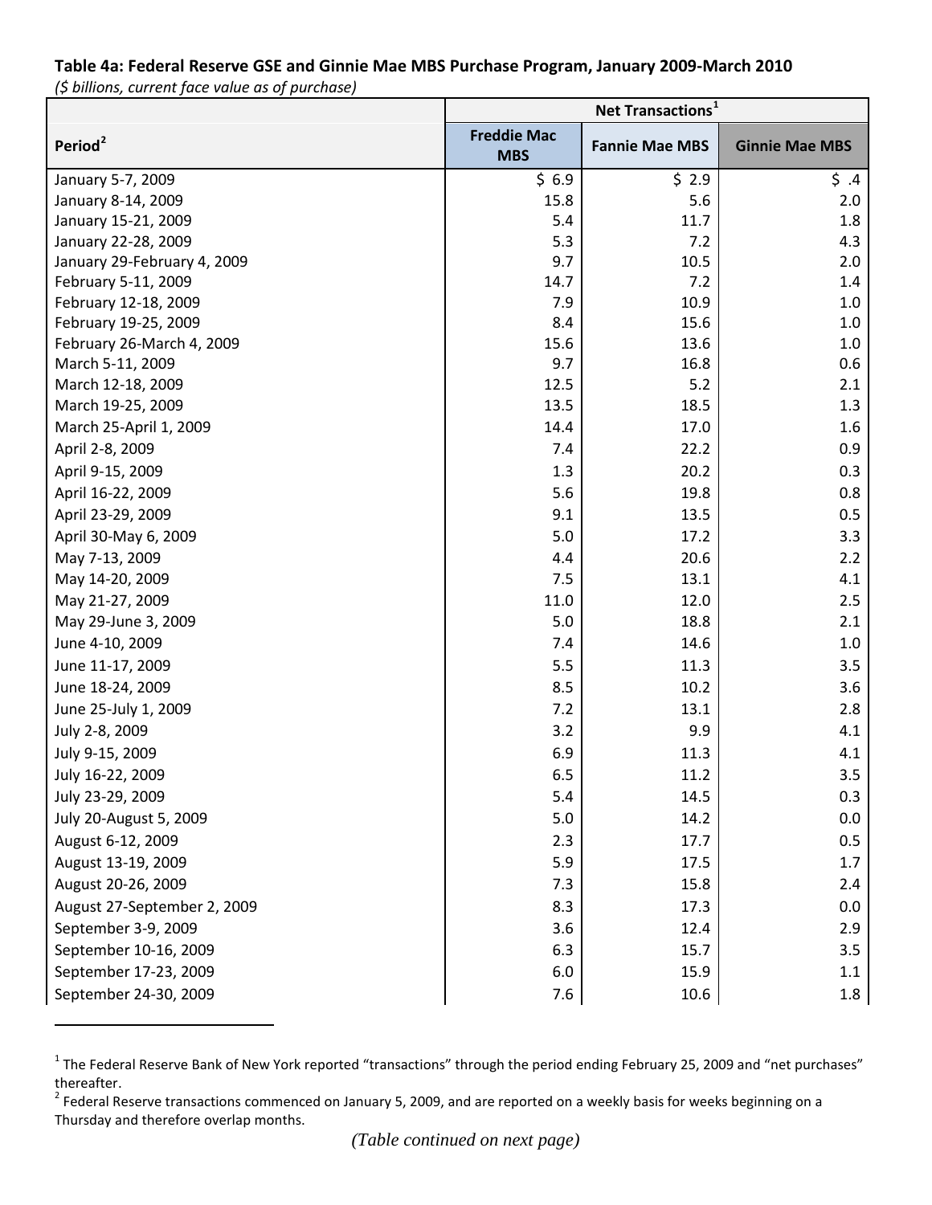**Table 4a: Federal Reserve GSE and Ginnie Mae MBS Purchase Program, January 2009-March 2010**

*($ billions, current face value as of purchase)*

| Period[2] | Net Transactions[1] | | |
|---|---|---|---|
| | Freddie Mac MBS | Fannie Mae MBS | Ginnie Mae MBS |
| January 5-7, 2009 | $ 6.9 | $ 2.9 | $ .4 |
| January 8-14, 2009 | 15.8 | 5.6 | 2.0 |
| January 15-21, 2009 | 5.4 | 11.7 | 1.8 |
| January 22-28, 2009 | 5.3 | 7.2 | 4.3 |
| January 29-February 4, 2009 | 9.7 | 10.5 | 2.0 |
| February 5-11, 2009 | 14.7 | 7.2 | 1.4 |
| February 12-18, 2009 | 7.9 | 10.9 | 1.0 |
| February 19-25, 2009 | 8.4 | 15.6 | 1.0 |
| February 26-March 4, 2009 | 15.6 | 13.6 | 1.0 |
| March 5-11, 2009 | 9.7 | 16.8 | 0.6 |
| March 12-18, 2009 | 12.5 | 5.2 | 2.1 |
| March 19-25, 2009 | 13.5 | 18.5 | 1.3 |
| March 25-April 1, 2009 | 14.4 | 17.0 | 1.6 |
| April 2-8, 2009 | 7.4 | 22.2 | 0.9 |
| April 9-15, 2009 | 1.3 | 20.2 | 0.3 |
| April 16-22, 2009 | 5.6 | 19.8 | 0.8 |
| April 23-29, 2009 | 9.1 | 13.5 | 0.5 |
| April 30-May 6, 2009 | 5.0 | 17.2 | 3.3 |
| May 7-13, 2009 | 4.4 | 20.6 | 2.2 |
| May 14-20, 2009 | 7.5 | 13.1 | 4.1 |
| May 21-27, 2009 | 11.0 | 12.0 | 2.5 |
| May 29-June 3, 2009 | 5.0 | 18.8 | 2.1 |
| June 4-10, 2009 | 7.4 | 14.6 | 1.0 |
| June 11-17, 2009 | 5.5 | 11.3 | 3.5 |
| June 18-24, 2009 | 8.5 | 10.2 | 3.6 |
| June 25-July 1, 2009 | 7.2 | 13.1 | 2.8 |
| July 2-8, 2009 | 3.2 | 9.9 | 4.1 |
| July 9-15, 2009 | 6.9 | 11.3 | 4.1 |
| July 16-22, 2009 | 6.5 | 11.2 | 3.5 |
| July 23-29, 2009 | 5.4 | 14.5 | 0.3 |
| July 20-August 5, 2009 | 5.0 | 14.2 | 0.0 |
| August 6-12, 2009 | 2.3 | 17.7 | 0.5 |
| August 13-19, 2009 | 5.9 | 17.5 | 1.7 |
| August 20-26, 2009 | 7.3 | 15.8 | 2.4 |
| August 27-September 2, 2009 | 8.3 | 17.3 | 0.0 |
| September 3-9, 2009 | 3.6 | 12.4 | 2.9 |
| September 10-16, 2009 | 6.3 | 15.7 | 3.5 |
| September 17-23, 2009 | 6.0 | 15.9 | 1.1 |
| September 24-30, 2009 | 7.6 | 10.6 | 1.8 |

[1] The Federal Reserve Bank of New York reported "transactions" through the period ending February 25, 2009 and "net purchases" thereafter.

[2] Federal Reserve transactions commenced on January 5, 2009, and are reported on a weekly basis for weeks beginning on a Thursday and therefore overlap months.

*(Table continued on next page)*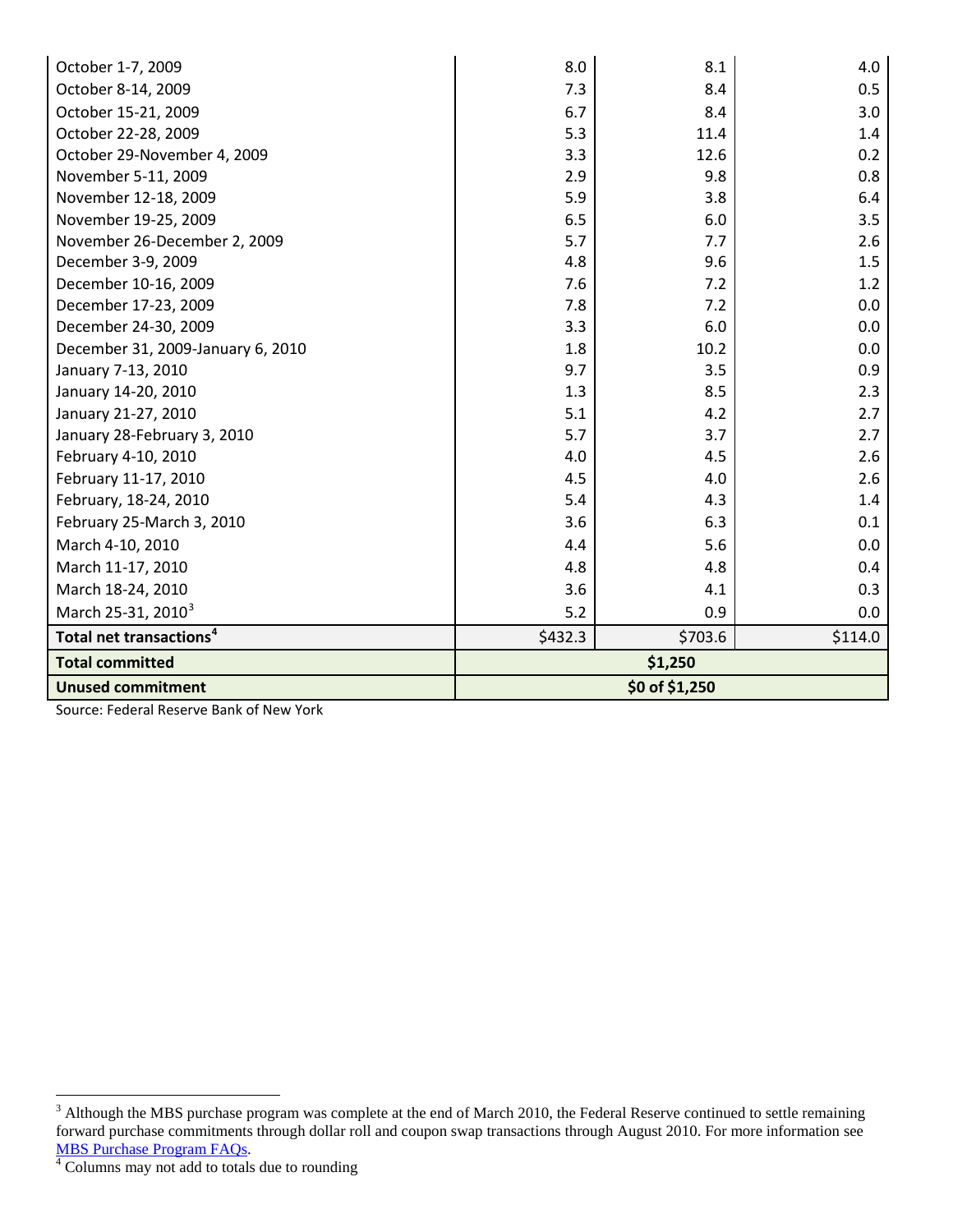| | | | |
|---|---|---|---|
| October 1-7, 2009 | 8.0 | 8.1 | 4.0 |
| October 8-14, 2009 | 7.3 | 8.4 | 0.5 |
| October 15-21, 2009 | 6.7 | 8.4 | 3.0 |
| October 22-28, 2009 | 5.3 | 11.4 | 1.4 |
| October 29-November 4, 2009 | 3.3 | 12.6 | 0.2 |
| November 5-11, 2009 | 2.9 | 9.8 | 0.8 |
| November 12-18, 2009 | 5.9 | 3.8 | 6.4 |
| November 19-25, 2009 | 6.5 | 6.0 | 3.5 |
| November 26-December 2, 2009 | 5.7 | 7.7 | 2.6 |
| December 3-9, 2009 | 4.8 | 9.6 | 1.5 |
| December 10-16, 2009 | 7.6 | 7.2 | 1.2 |
| December 17-23, 2009 | 7.8 | 7.2 | 0.0 |
| December 24-30, 2009 | 3.3 | 6.0 | 0.0 |
| December 31, 2009-January 6, 2010 | 1.8 | 10.2 | 0.0 |
| January 7-13, 2010 | 9.7 | 3.5 | 0.9 |
| January 14-20, 2010 | 1.3 | 8.5 | 2.3 |
| January 21-27, 2010 | 5.1 | 4.2 | 2.7 |
| January 28-February 3, 2010 | 5.7 | 3.7 | 2.7 |
| February 4-10, 2010 | 4.0 | 4.5 | 2.6 |
| February 11-17, 2010 | 4.5 | 4.0 | 2.6 |
| February, 18-24, 2010 | 5.4 | 4.3 | 1.4 |
| February 25-March 3, 2010 | 3.6 | 6.3 | 0.1 |
| March 4-10, 2010 | 4.4 | 5.6 | 0.0 |
| March 11-17, 2010 | 4.8 | 4.8 | 0.4 |
| March 18-24, 2010 | 3.6 | 4.1 | 0.3 |
| March 25-31, 2010[3] | 5.2 | 0.9 | 0.0 |
| **Total net transactions[4]** | $432.3 | $703.6 | $114.0 |
| **Total committed** | **$1,250** | | |
| **Unused commitment** | **$0 of $1,250** | | |

Source: Federal Reserve Bank of New York

[3] Although the MBS purchase program was complete at the end of March 2010, the Federal Reserve continued to settle remaining forward purchase commitments through dollar roll and coupon swap transactions through August 2010. For more information see MBS Purchase Program FAQs.

[4] Columns may not add to totals due to rounding